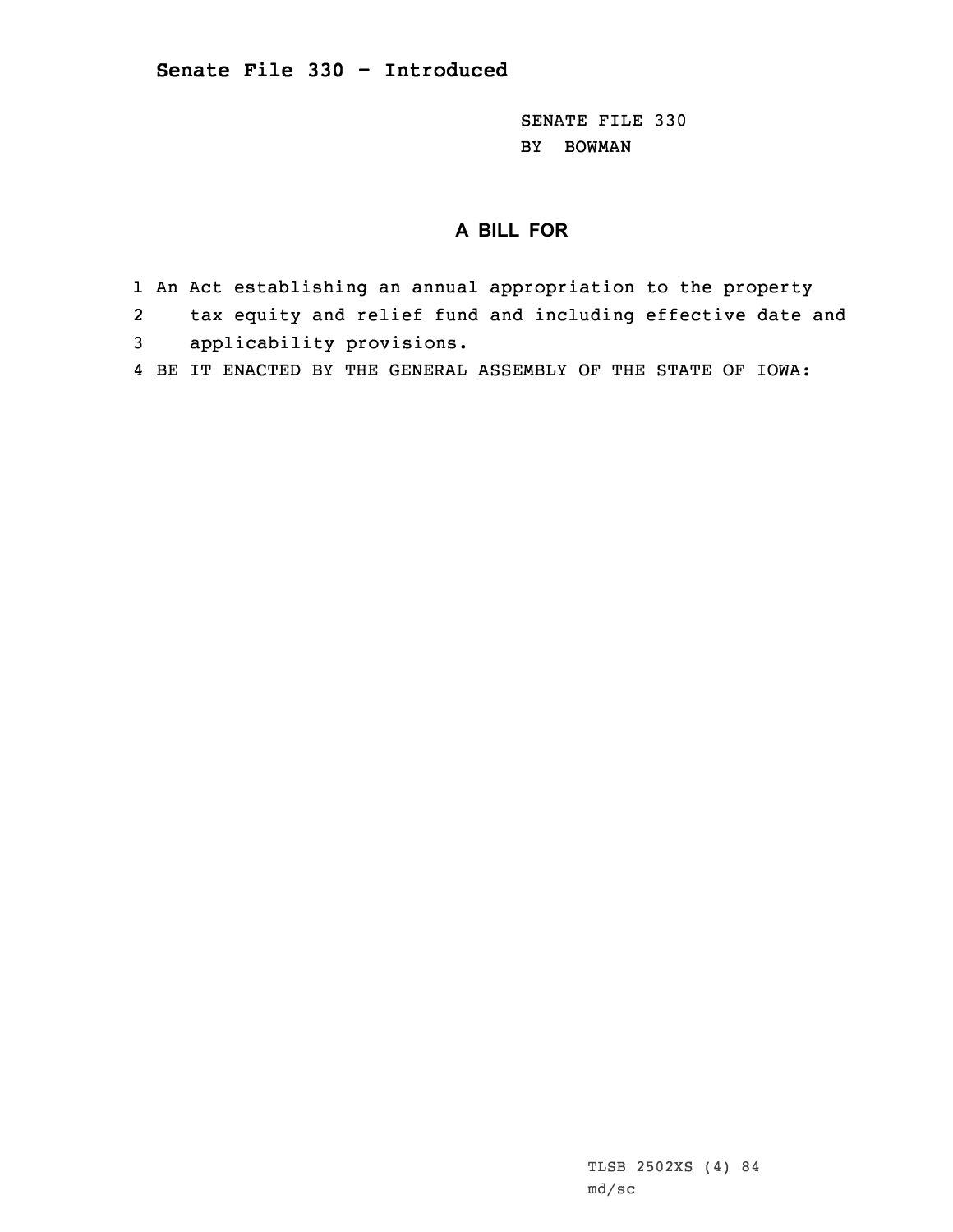**Senate File 330 - Introduced**

SENATE FILE 330
BY BOWMAN

## A BILL FOR

1 An Act establishing an annual appropriation to the property
2 tax equity and relief fund and including effective date and
3 applicability provisions.
4 BE IT ENACTED BY THE GENERAL ASSEMBLY OF THE STATE OF IOWA:

TLSB 2502XS (4) 84
md/sc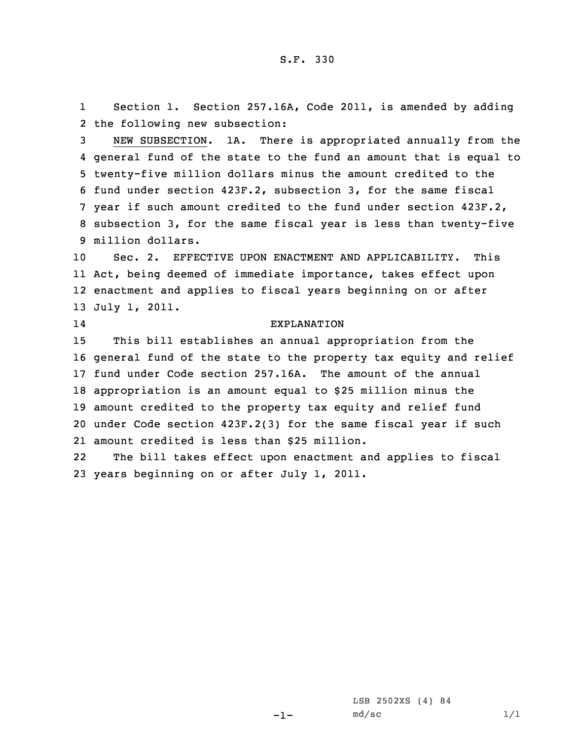S.F. 330

Section 1. Section 257.16A, Code 2011, is amended by adding the following new subsection:

NEW SUBSECTION. 1A. There is appropriated annually from the general fund of the state to the fund an amount that is equal to twenty-five million dollars minus the amount credited to the fund under section 423F.2, subsection 3, for the same fiscal year if such amount credited to the fund under section 423F.2, subsection 3, for the same fiscal year is less than twenty-five million dollars.

Sec. 2. EFFECTIVE UPON ENACTMENT AND APPLICABILITY. This Act, being deemed of immediate importance, takes effect upon enactment and applies to fiscal years beginning on or after July 1, 2011.

EXPLANATION

This bill establishes an annual appropriation from the general fund of the state to the property tax equity and relief fund under Code section 257.16A. The amount of the annual appropriation is an amount equal to $25 million minus the amount credited to the property tax equity and relief fund under Code section 423F.2(3) for the same fiscal year if such amount credited is less than $25 million.

The bill takes effect upon enactment and applies to fiscal years beginning on or after July 1, 2011.

LSB 2502XS (4) 84
md/sc